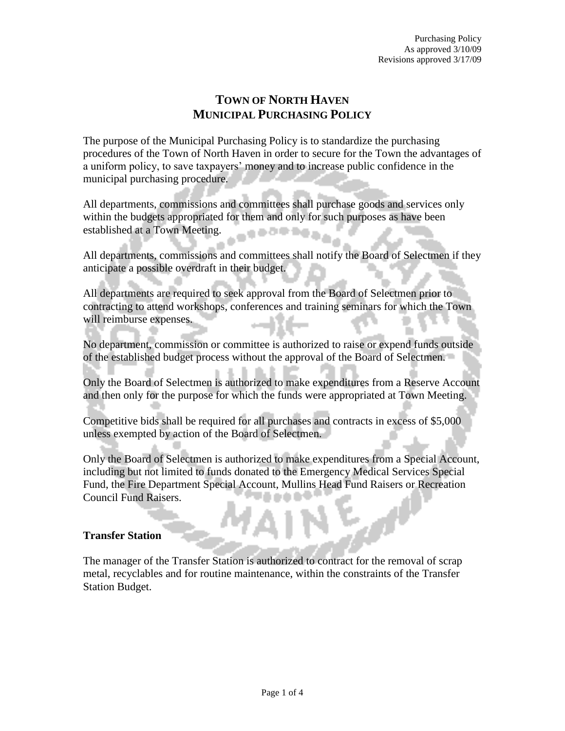Purchasing Policy
As approved 3/10/09
Revisions approved 3/17/09

# TOWN OF NORTH HAVEN
# MUNICIPAL PURCHASING POLICY

The purpose of the Municipal Purchasing Policy is to standardize the purchasing procedures of the Town of North Haven in order to secure for the Town the advantages of a uniform policy, to save taxpayers' money and to increase public confidence in the municipal purchasing procedure.

All departments, commissions and committees shall purchase goods and services only within the budgets appropriated for them and only for such purposes as have been established at a Town Meeting.

All departments, commissions and committees shall notify the Board of Selectmen if they anticipate a possible overdraft in their budget.

All departments are required to seek approval from the Board of Selectmen prior to contracting to attend workshops, conferences and training seminars for which the Town will reimburse expenses.

No department, commission or committee is authorized to raise or expend funds outside of the established budget process without the approval of the Board of Selectmen.

Only the Board of Selectmen is authorized to make expenditures from a Reserve Account and then only for the purpose for which the funds were appropriated at Town Meeting.

Competitive bids shall be required for all purchases and contracts in excess of $5,000 unless exempted by action of the Board of Selectmen.

Only the Board of Selectmen is authorized to make expenditures from a Special Account, including but not limited to funds donated to the Emergency Medical Services Special Fund, the Fire Department Special Account, Mullins Head Fund Raisers or Recreation Council Fund Raisers.

## Transfer Station

The manager of the Transfer Station is authorized to contract for the removal of scrap metal, recyclables and for routine maintenance, within the constraints of the Transfer Station Budget.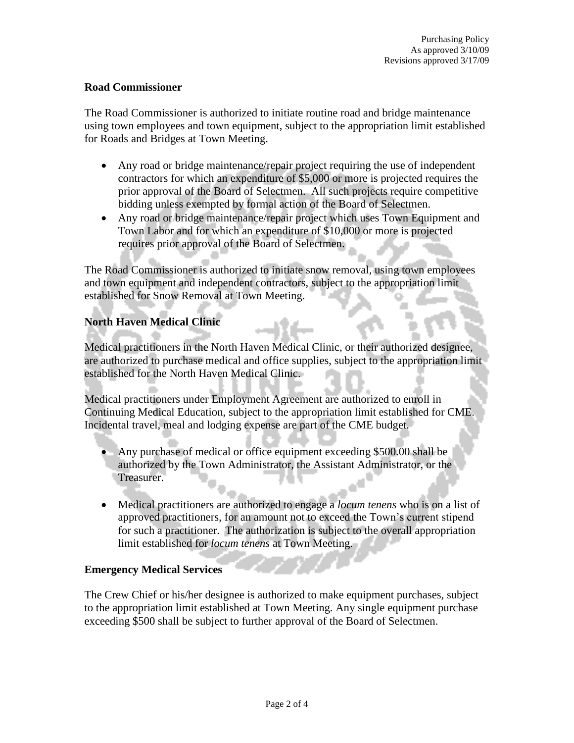### Road Commissioner

The Road Commissioner is authorized to initiate routine road and bridge maintenance using town employees and town equipment, subject to the appropriation limit established for Roads and Bridges at Town Meeting.

- Any road or bridge maintenance/repair project requiring the use of independent contractors for which an expenditure of $5,000 or more is projected requires the prior approval of the Board of Selectmen. All such projects require competitive bidding unless exempted by formal action of the Board of Selectmen.
- Any road or bridge maintenance/repair project which uses Town Equipment and Town Labor and for which an expenditure of $10,000 or more is projected requires prior approval of the Board of Selectmen.

The Road Commissioner is authorized to initiate snow removal, using town employees and town equipment and independent contractors, subject to the appropriation limit established for Snow Removal at Town Meeting.

### North Haven Medical Clinic

Medical practitioners in the North Haven Medical Clinic, or their authorized designee, are authorized to purchase medical and office supplies, subject to the appropriation limit established for the North Haven Medical Clinic.

Medical practitioners under Employment Agreement are authorized to enroll in Continuing Medical Education, subject to the appropriation limit established for CME. Incidental travel, meal and lodging expense are part of the CME budget.

- Any purchase of medical or office equipment exceeding $500.00 shall be authorized by the Town Administrator, the Assistant Administrator, or the Treasurer.

- Medical practitioners are authorized to engage a *locum tenens* who is on a list of approved practitioners, for an amount not to exceed the Town's current stipend for such a practitioner. The authorization is subject to the overall appropriation limit established for *locum tenens* at Town Meeting.

### Emergency Medical Services

The Crew Chief or his/her designee is authorized to make equipment purchases, subject to the appropriation limit established at Town Meeting. Any single equipment purchase exceeding $500 shall be subject to further approval of the Board of Selectmen.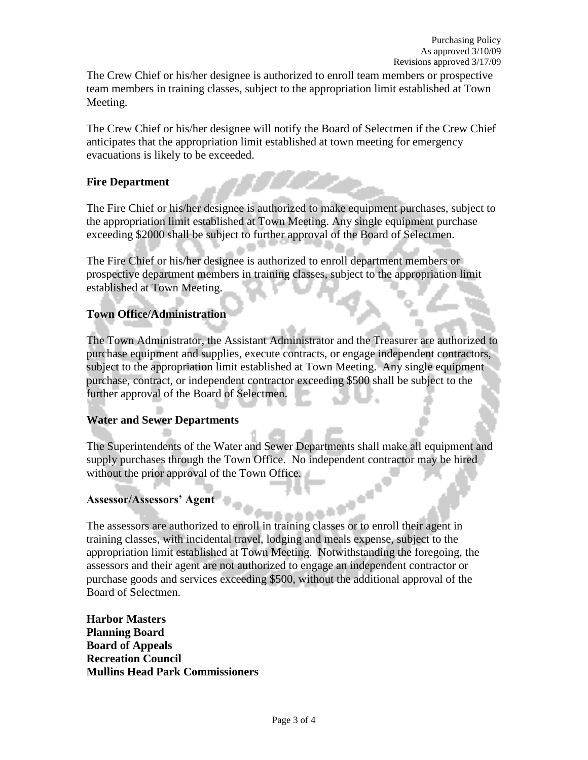The Crew Chief or his/her designee is authorized to enroll team members or prospective team members in training classes, subject to the appropriation limit established at Town Meeting.

The Crew Chief or his/her designee will notify the Board of Selectmen if the Crew Chief anticipates that the appropriation limit established at town meeting for emergency evacuations is likely to be exceeded.

**Fire Department**

The Fire Chief or his/her designee is authorized to make equipment purchases, subject to the appropriation limit established at Town Meeting. Any single equipment purchase exceeding $2000 shall be subject to further approval of the Board of Selectmen.

The Fire Chief or his/her designee is authorized to enroll department members or prospective department members in training classes, subject to the appropriation limit established at Town Meeting.

**Town Office/Administration**

The Town Administrator, the Assistant Administrator and the Treasurer are authorized to purchase equipment and supplies, execute contracts, or engage independent contractors, subject to the appropriation limit established at Town Meeting. Any single equipment purchase, contract, or independent contractor exceeding $500 shall be subject to the further approval of the Board of Selectmen.

**Water and Sewer Departments**

The Superintendents of the Water and Sewer Departments shall make all equipment and supply purchases through the Town Office. No independent contractor may be hired without the prior approval of the Town Office.

**Assessor/Assessors' Agent**

The assessors are authorized to enroll in training classes or to enroll their agent in training classes, with incidental travel, lodging and meals expense, subject to the appropriation limit established at Town Meeting. Notwithstanding the foregoing, the assessors and their agent are not authorized to engage an independent contractor or purchase goods and services exceeding $500, without the additional approval of the Board of Selectmen.

**Harbor Masters**
**Planning Board**
**Board of Appeals**
**Recreation Council**
**Mullins Head Park Commissioners**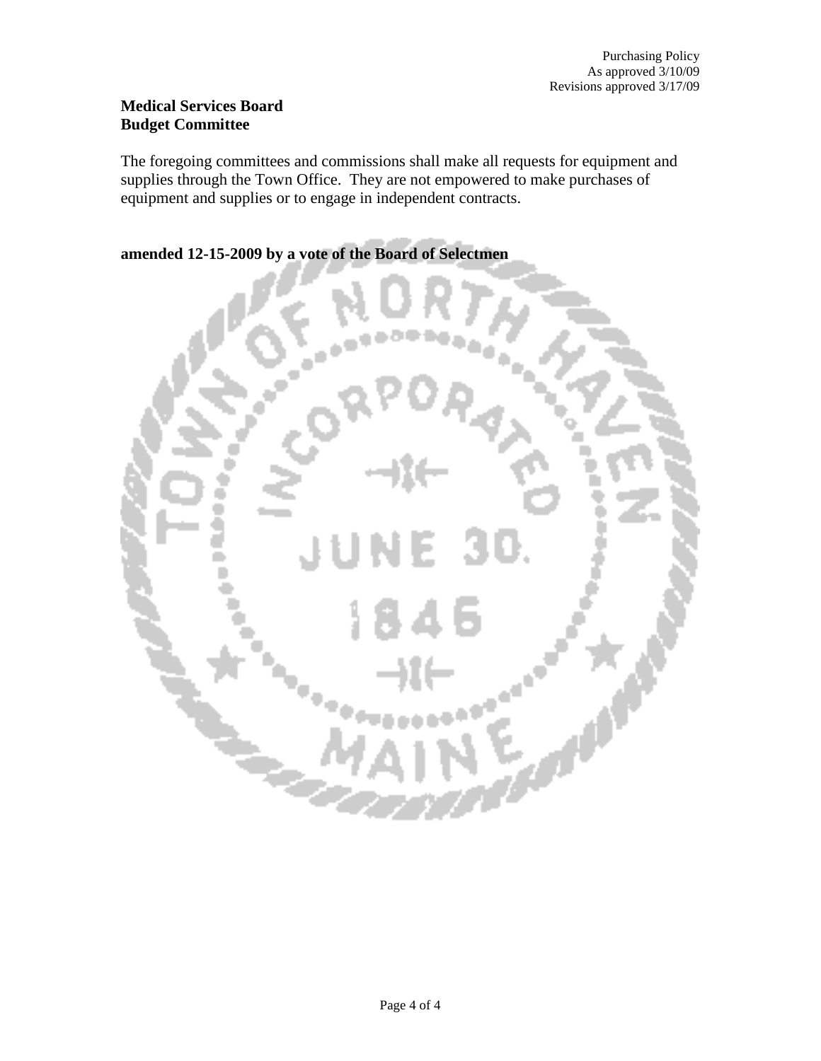**Medical Services Board**
**Budget Committee**

The foregoing committees and commissions shall make all requests for equipment and supplies through the Town Office. They are not empowered to make purchases of equipment and supplies or to engage in independent contracts.

**amended 12-15-2009 by a vote of the Board of Selectmen**